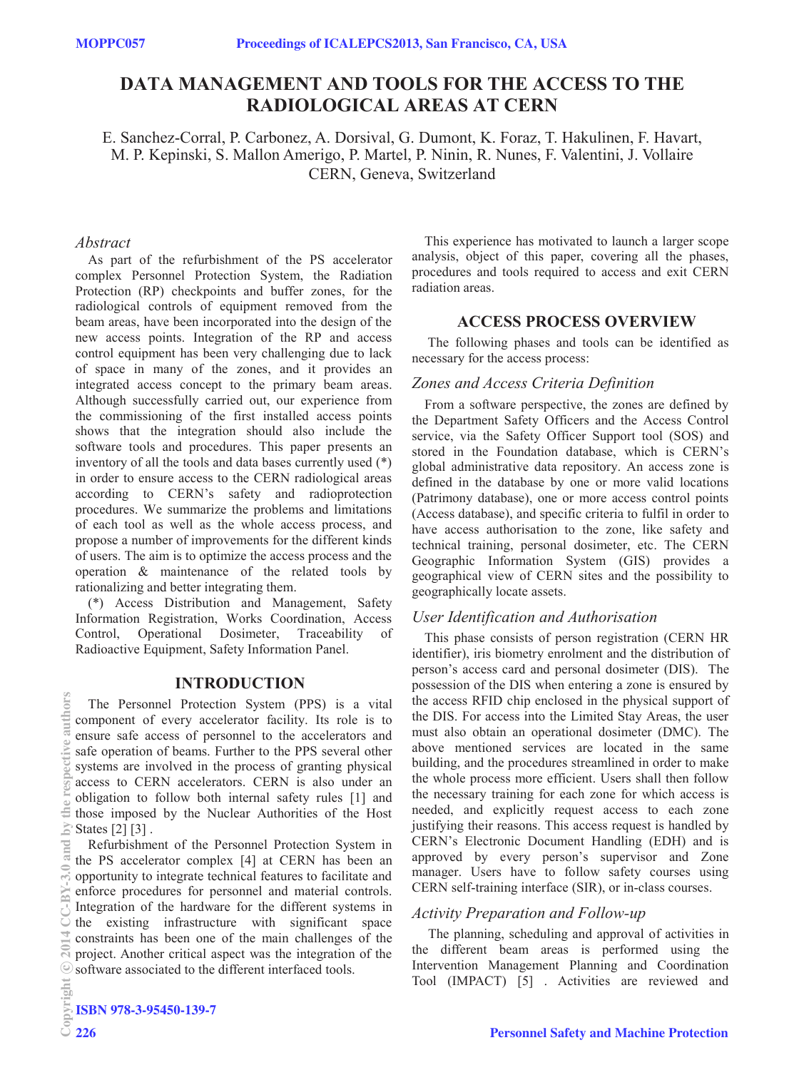# DATA MANAGEMENT AND TOOLS FOR THE ACCESS TO THE RADIOLOGICAL AREAS AT CERN

E. Sanchez-Corral, P. Carbonez, A. Dorsival, G. Dumont, K. Foraz, T. Hakulinen, F. Havart, M. P. Kepinski, S. Mallon Amerigo, P. Martel, P. Ninin, R. Nunes, F. Valentini, J. Vollaire
CERN, Geneva, Switzerland

## *Abstract*

As part of the refurbishment of the PS accelerator complex Personnel Protection System, the Radiation Protection (RP) checkpoints and buffer zones, for the radiological controls of equipment removed from the beam areas, have been incorporated into the design of the new access points. Integration of the RP and access control equipment has been very challenging due to lack of space in many of the zones, and it provides an integrated access concept to the primary beam areas. Although successfully carried out, our experience from the commissioning of the first installed access points shows that the integration should also include the software tools and procedures. This paper presents an inventory of all the tools and data bases currently used (*) in order to ensure access to the CERN radiological areas according to CERN's safety and radioprotection procedures. We summarize the problems and limitations of each tool as well as the whole access process, and propose a number of improvements for the different kinds of users. The aim is to optimize the access process and the operation & maintenance of the related tools by rationalizing and better integrating them.

(*) Access Distribution and Management, Safety Information Registration, Works Coordination, Access Control, Operational Dosimeter, Traceability of Radioactive Equipment, Safety Information Panel.

## INTRODUCTION

The Personnel Protection System (PPS) is a vital component of every accelerator facility. Its role is to ensure safe access of personnel to the accelerators and safe operation of beams. Further to the PPS several other systems are involved in the process of granting physical access to CERN accelerators. CERN is also under an obligation to follow both internal safety rules [1] and those imposed by the Nuclear Authorities of the Host States [2] [3] .

Refurbishment of the Personnel Protection System in the PS accelerator complex [4] at CERN has been an opportunity to integrate technical features to facilitate and enforce procedures for personnel and material controls. Integration of the hardware for the different systems in the existing infrastructure with significant space constraints has been one of the main challenges of the project. Another critical aspect was the integration of the software associated to the different interfaced tools.

This experience has motivated to launch a larger scope analysis, object of this paper, covering all the phases, procedures and tools required to access and exit CERN radiation areas.

## ACCESS PROCESS OVERVIEW

The following phases and tools can be identified as necessary for the access process:

### *Zones and Access Criteria Definition*

From a software perspective, the zones are defined by the Department Safety Officers and the Access Control service, via the Safety Officer Support tool (SOS) and stored in the Foundation database, which is CERN's global administrative data repository. An access zone is defined in the database by one or more valid locations (Patrimony database), one or more access control points (Access database), and specific criteria to fulfil in order to have access authorisation to the zone, like safety and technical training, personal dosimeter, etc. The CERN Geographic Information System (GIS) provides a geographical view of CERN sites and the possibility to geographically locate assets.

### *User Identification and Authorisation*

This phase consists of person registration (CERN HR identifier), iris biometry enrolment and the distribution of person's access card and personal dosimeter (DIS). The possession of the DIS when entering a zone is ensured by the access RFID chip enclosed in the physical support of the DIS. For access into the Limited Stay Areas, the user must also obtain an operational dosimeter (DMC). The above mentioned services are located in the same building, and the procedures streamlined in order to make the whole process more efficient. Users shall then follow the necessary training for each zone for which access is needed, and explicitly request access to each zone justifying their reasons. This access request is handled by CERN's Electronic Document Handling (EDH) and is approved by every person's supervisor and Zone manager. Users have to follow safety courses using CERN self-training interface (SIR), or in-class courses.

### *Activity Preparation and Follow-up*

The planning, scheduling and approval of activities in the different beam areas is performed using the Intervention Management Planning and Coordination Tool (IMPACT) [5] . Activities are reviewed and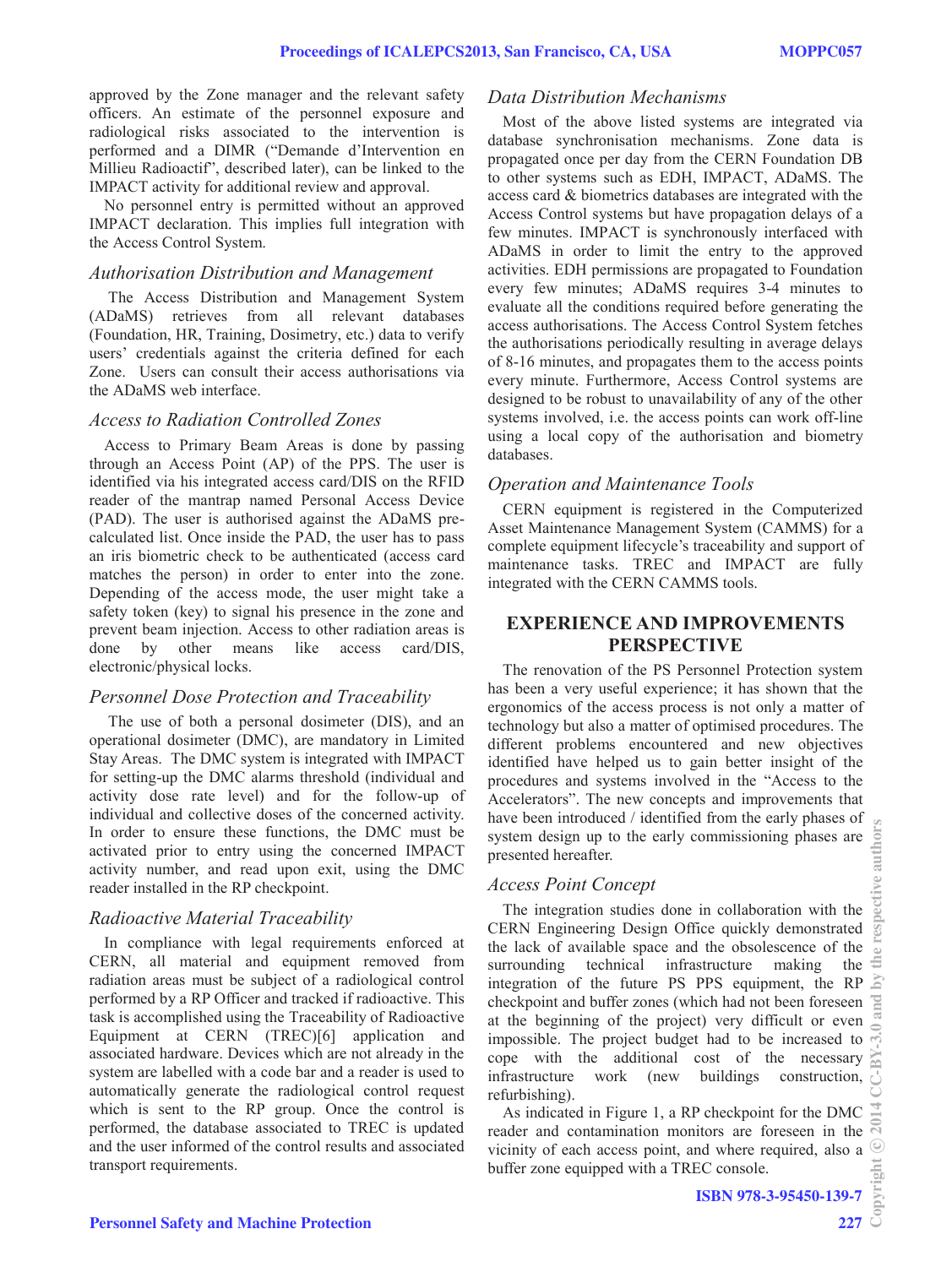approved by the Zone manager and the relevant safety officers. An estimate of the personnel exposure and radiological risks associated to the intervention is performed and a DIMR ("Demande d'Intervention en Millieu Radioactif", described later), can be linked to the IMPACT activity for additional review and approval.

No personnel entry is permitted without an approved IMPACT declaration. This implies full integration with the Access Control System.

### *Authorisation Distribution and Management*

The Access Distribution and Management System (ADaMS) retrieves from all relevant databases (Foundation, HR, Training, Dosimetry, etc.) data to verify users' credentials against the criteria defined for each Zone. Users can consult their access authorisations via the ADaMS web interface.

### *Access to Radiation Controlled Zones*

Access to Primary Beam Areas is done by passing through an Access Point (AP) of the PPS. The user is identified via his integrated access card/DIS on the RFID reader of the mantrap named Personal Access Device (PAD). The user is authorised against the ADaMS pre-calculated list. Once inside the PAD, the user has to pass an iris biometric check to be authenticated (access card matches the person) in order to enter into the zone. Depending of the access mode, the user might take a safety token (key) to signal his presence in the zone and prevent beam injection. Access to other radiation areas is done by other means like access card/DIS, electronic/physical locks.

### *Personnel Dose Protection and Traceability*

The use of both a personal dosimeter (DIS), and an operational dosimeter (DMC), are mandatory in Limited Stay Areas. The DMC system is integrated with IMPACT for setting-up the DMC alarms threshold (individual and activity dose rate level) and for the follow-up of individual and collective doses of the concerned activity. In order to ensure these functions, the DMC must be activated prior to entry using the concerned IMPACT activity number, and read upon exit, using the DMC reader installed in the RP checkpoint.

### *Radioactive Material Traceability*

In compliance with legal requirements enforced at CERN, all material and equipment removed from radiation areas must be subject of a radiological control performed by a RP Officer and tracked if radioactive. This task is accomplished using the Traceability of Radioactive Equipment at CERN (TREC)[6] application and associated hardware. Devices which are not already in the system are labelled with a code bar and a reader is used to automatically generate the radiological control request which is sent to the RP group. Once the control is performed, the database associated to TREC is updated and the user informed of the control results and associated transport requirements.

### *Data Distribution Mechanisms*

Most of the above listed systems are integrated via database synchronisation mechanisms. Zone data is propagated once per day from the CERN Foundation DB to other systems such as EDH, IMPACT, ADaMS. The access card & biometrics databases are integrated with the Access Control systems but have propagation delays of a few minutes. IMPACT is synchronously interfaced with ADaMS in order to limit the entry to the approved activities. EDH permissions are propagated to Foundation every few minutes; ADaMS requires 3-4 minutes to evaluate all the conditions required before generating the access authorisations. The Access Control System fetches the authorisations periodically resulting in average delays of 8-16 minutes, and propagates them to the access points every minute. Furthermore, Access Control systems are designed to be robust to unavailability of any of the other systems involved, i.e. the access points can work off-line using a local copy of the authorisation and biometry databases.

### *Operation and Maintenance Tools*

CERN equipment is registered in the Computerized Asset Maintenance Management System (CAMMS) for a complete equipment lifecycle's traceability and support of maintenance tasks. TREC and IMPACT are fully integrated with the CERN CAMMS tools.

## EXPERIENCE AND IMPROVEMENTS PERSPECTIVE

The renovation of the PS Personnel Protection system has been a very useful experience; it has shown that the ergonomics of the access process is not only a matter of technology but also a matter of optimised procedures. The different problems encountered and new objectives identified have helped us to gain better insight of the procedures and systems involved in the "Access to the Accelerators". The new concepts and improvements that have been introduced / identified from the early phases of system design up to the early commissioning phases are presented hereafter.

### *Access Point Concept*

The integration studies done in collaboration with the CERN Engineering Design Office quickly demonstrated the lack of available space and the obsolescence of the surrounding technical infrastructure making the integration of the future PS PPS equipment, the RP checkpoint and buffer zones (which had not been foreseen at the beginning of the project) very difficult or even impossible. The project budget had to be increased to cope with the additional cost of the necessary infrastructure work (new buildings construction, refurbishing).

As indicated in Figure 1, a RP checkpoint for the DMC reader and contamination monitors are foreseen in the vicinity of each access point, and where required, also a buffer zone equipped with a TREC console.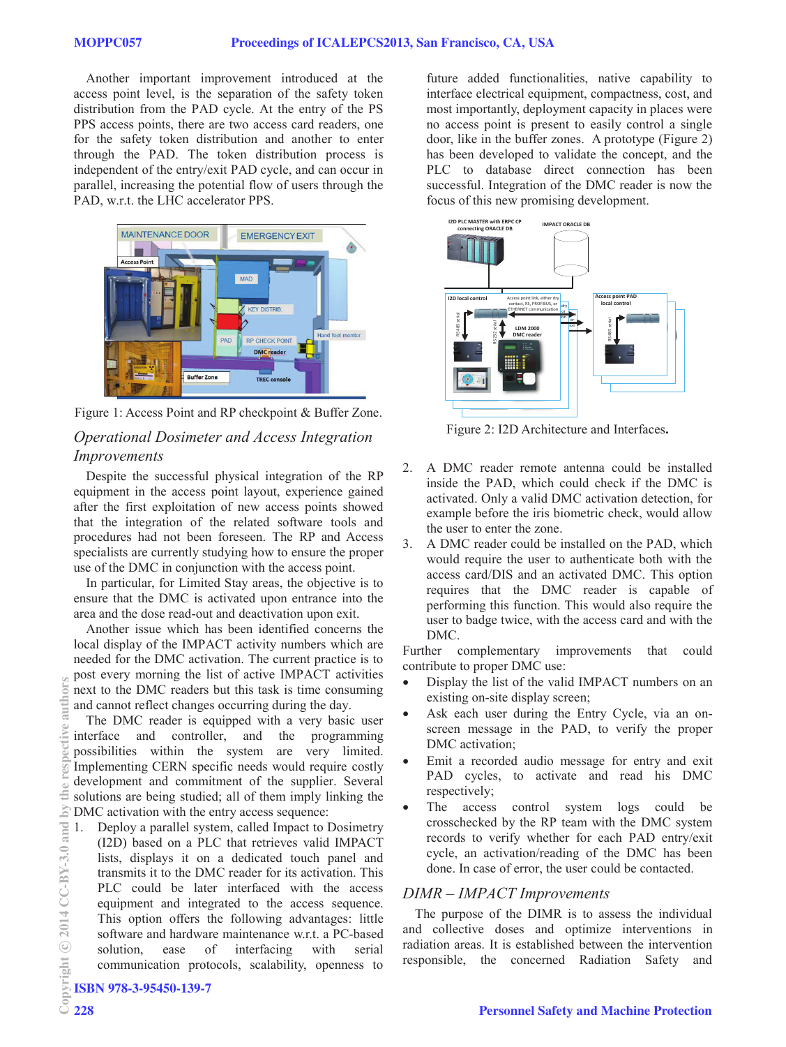Another important improvement introduced at the access point level, is the separation of the safety token distribution from the PAD cycle. At the entry of the PS PPS access points, there are two access card readers, one for the safety token distribution and another to enter through the PAD. The token distribution process is independent of the entry/exit PAD cycle, and can occur in parallel, increasing the potential flow of users through the PAD, w.r.t. the LHC accelerator PPS.

Figure 1: Access Point and RP checkpoint & Buffer Zone.

## *Operational Dosimeter and Access Integration Improvements*

Despite the successful physical integration of the RP equipment in the access point layout, experience gained after the first exploitation of new access points showed that the integration of the related software tools and procedures had not been foreseen. The RP and Access specialists are currently studying how to ensure the proper use of the DMC in conjunction with the access point.

In particular, for Limited Stay areas, the objective is to ensure that the DMC is activated upon entrance into the area and the dose read-out and deactivation upon exit.

Another issue which has been identified concerns the local display of the IMPACT activity numbers which are needed for the DMC activation. The current practice is to post every morning the list of active IMPACT activities next to the DMC readers but this task is time consuming and cannot reflect changes occurring during the day.

The DMC reader is equipped with a very basic user interface and controller, and the programming possibilities within the system are very limited. Implementing CERN specific needs would require costly development and commitment of the supplier. Several solutions are being studied; all of them imply linking the DMC activation with the entry access sequence:

1. Deploy a parallel system, called Impact to Dosimetry (I2D) based on a PLC that retrieves valid IMPACT lists, displays it on a dedicated touch panel and transmits it to the DMC reader for its activation. This PLC could be later interfaced with the access equipment and integrated to the access sequence. This option offers the following advantages: little software and hardware maintenance w.r.t. a PC-based solution, ease of interfacing with serial communication protocols, scalability, openness to future added functionalities, native capability to interface electrical equipment, compactness, cost, and most importantly, deployment capacity in places were no access point is present to easily control a single door, like in the buffer zones. A prototype (Figure 2) has been developed to validate the concept, and the PLC to database direct connection has been successful. Integration of the DMC reader is now the focus of this new promising development.

Figure 2: I2D Architecture and Interfaces.

2. A DMC reader remote antenna could be installed inside the PAD, which could check if the DMC is activated. Only a valid DMC activation detection, for example before the iris biometric check, would allow the user to enter the zone.
3. A DMC reader could be installed on the PAD, which would require the user to authenticate both with the access card/DIS and an activated DMC. This option requires that the DMC reader is capable of performing this function. This would also require the user to badge twice, with the access card and with the DMC.

Further complementary improvements that could contribute to proper DMC use:

- Display the list of the valid IMPACT numbers on an existing on-site display screen;
- Ask each user during the Entry Cycle, via an on-screen message in the PAD, to verify the proper DMC activation;
- Emit a recorded audio message for entry and exit PAD cycles, to activate and read his DMC respectively;
- The access control system logs could be crosschecked by the RP team with the DMC system records to verify whether for each PAD entry/exit cycle, an activation/reading of the DMC has been done. In case of error, the user could be contacted.

## *DIMR – IMPACT Improvements*

The purpose of the DIMR is to assess the individual and collective doses and optimize interventions in radiation areas. It is established between the intervention responsible, the concerned Radiation Safety and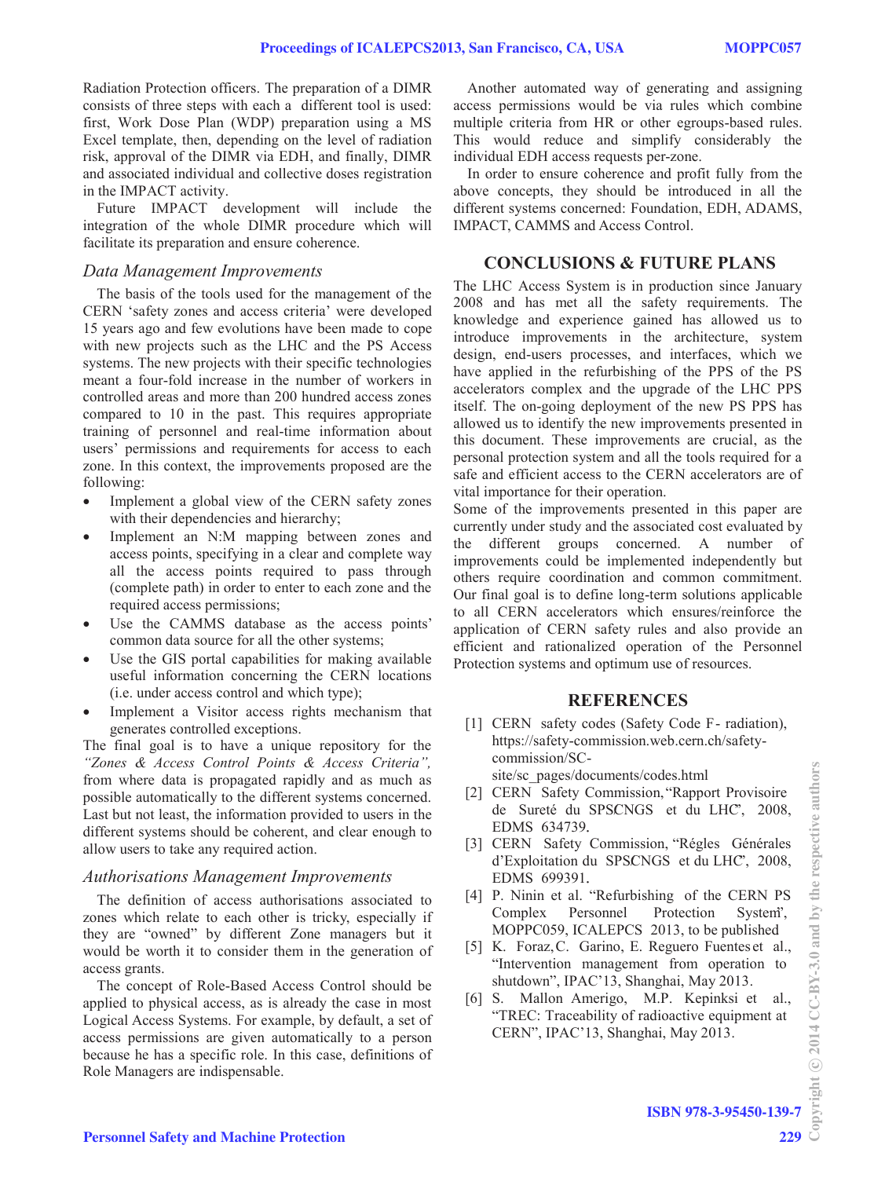Radiation Protection officers. The preparation of a DIMR consists of three steps with each a different tool is used: first, Work Dose Plan (WDP) preparation using a MS Excel template, then, depending on the level of radiation risk, approval of the DIMR via EDH, and finally, DIMR and associated individual and collective doses registration in the IMPACT activity.

Future IMPACT development will include the integration of the whole DIMR procedure which will facilitate its preparation and ensure coherence.

### *Data Management Improvements*

The basis of the tools used for the management of the CERN 'safety zones and access criteria' were developed 15 years ago and few evolutions have been made to cope with new projects such as the LHC and the PS Access systems. The new projects with their specific technologies meant a four-fold increase in the number of workers in controlled areas and more than 200 hundred access zones compared to 10 in the past. This requires appropriate training of personnel and real-time information about users' permissions and requirements for access to each zone. In this context, the improvements proposed are the following:

- Implement a global view of the CERN safety zones with their dependencies and hierarchy;
- Implement an N:M mapping between zones and access points, specifying in a clear and complete way all the access points required to pass through (complete path) in order to enter to each zone and the required access permissions;
- Use the CAMMS database as the access points' common data source for all the other systems;
- Use the GIS portal capabilities for making available useful information concerning the CERN locations (i.e. under access control and which type);
- Implement a Visitor access rights mechanism that generates controlled exceptions.

The final goal is to have a unique repository for the *"Zones & Access Control Points & Access Criteria"*, from where data is propagated rapidly and as much as possible automatically to the different systems concerned. Last but not least, the information provided to users in the different systems should be coherent, and clear enough to allow users to take any required action.

### *Authorisations Management Improvements*

The definition of access authorisations associated to zones which relate to each other is tricky, especially if they are "owned" by different Zone managers but it would be worth it to consider them in the generation of access grants.

The concept of Role-Based Access Control should be applied to physical access, as is already the case in most Logical Access Systems. For example, by default, a set of access permissions are given automatically to a person because he has a specific role. In this case, definitions of Role Managers are indispensable.

Another automated way of generating and assigning access permissions would be via rules which combine multiple criteria from HR or other egroups-based rules. This would reduce and simplify considerably the individual EDH access requests per-zone.

In order to ensure coherence and profit fully from the above concepts, they should be introduced in all the different systems concerned: Foundation, EDH, ADAMS, IMPACT, CAMMS and Access Control.

## CONCLUSIONS & FUTURE PLANS

The LHC Access System is in production since January 2008 and has met all the safety requirements. The knowledge and experience gained has allowed us to introduce improvements in the architecture, system design, end-users processes, and interfaces, which we have applied in the refurbishing of the PPS of the PS accelerators complex and the upgrade of the LHC PPS itself. The on-going deployment of the new PS PPS has allowed us to identify the new improvements presented in this document. These improvements are crucial, as the personal protection system and all the tools required for a safe and efficient access to the CERN accelerators are of vital importance for their operation.

Some of the improvements presented in this paper are currently under study and the associated cost evaluated by the different groups concerned. A number of improvements could be implemented independently but others require coordination and common commitment. Our final goal is to define long-term solutions applicable to all CERN accelerators which ensures/reinforce the application of CERN safety rules and also provide an efficient and rationalized operation of the Personnel Protection systems and optimum use of resources.

## REFERENCES

[1] CERN safety codes (Safety Code F- radiation), https://safety-commission.web.cern.ch/safety-commission/SC-site/sc_pages/documents/codes.html

[2] CERN Safety Commission, "Rapport Provisoire de Sureté du SPSCNGS et du LHC", 2008, EDMS 634739.

[3] CERN Safety Commission, "Régles Générales d'Exploitation du SPSCNGS et du LHC", 2008, EDMS 699391.

[4] P. Ninin et al. "Refurbishing of the CERN PS Complex Personnel Protection System", MOPPC059, ICALEPCS 2013, to be published

[5] K. Foraz, C. Garino, E. Reguero Fuentes et al., "Intervention management from operation to shutdown", IPAC'13, Shanghai, May 2013.

[6] S. Mallon Amerigo, M.P. Kepinksi et al., "TREC: Traceability of radioactive equipment at CERN", IPAC'13, Shanghai, May 2013.